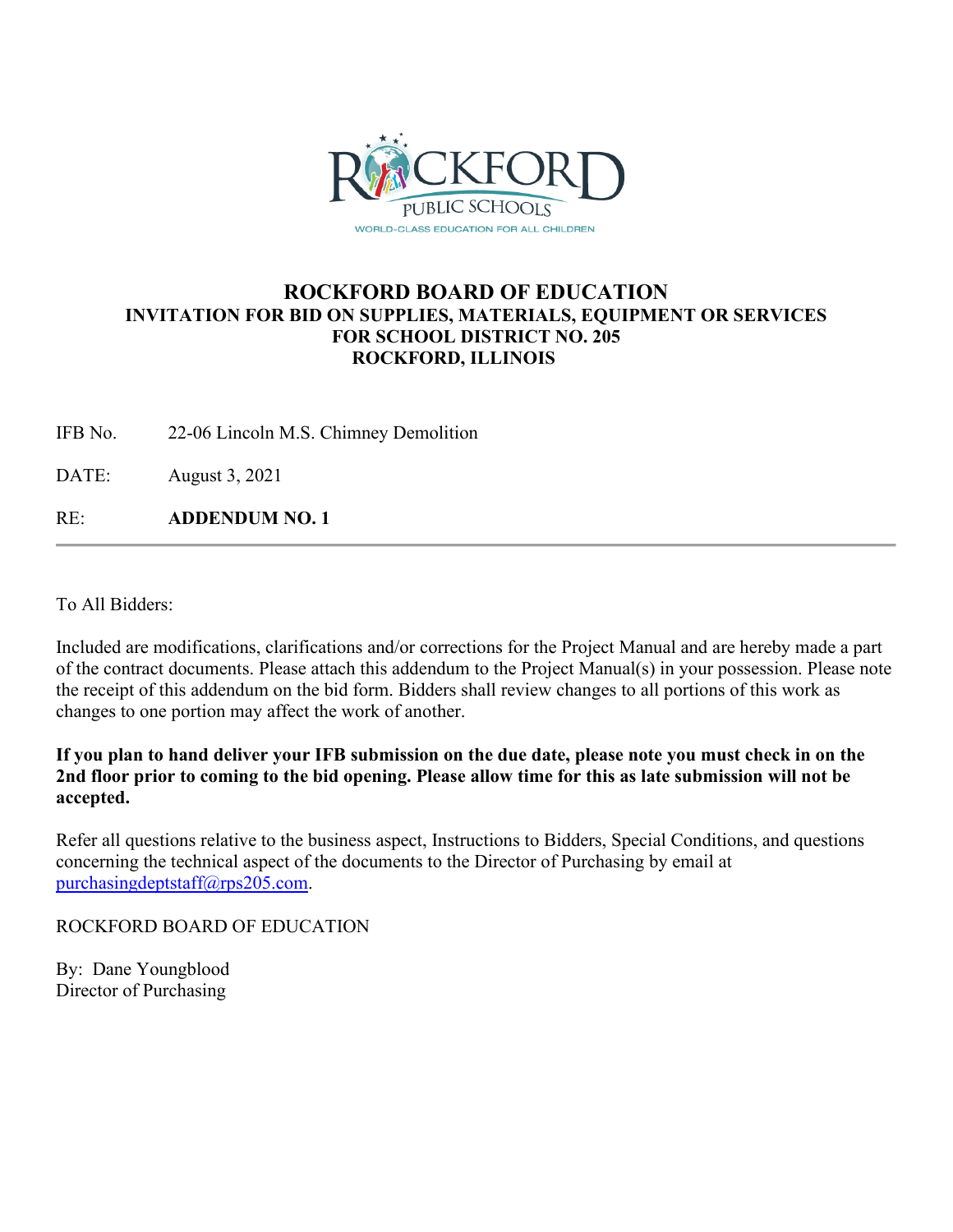# ROCKFORD BOARD OF EDUCATION

## INVITATION FOR BID ON SUPPLIES, MATERIALS, EQUIPMENT OR SERVICES FOR SCHOOL DISTRICT NO. 205 ROCKFORD, ILLINOIS

IFB No. 22-06 Lincoln M.S. Chimney Demolition

DATE: August 3, 2021

RE: **ADDENDUM NO. 1**

---

To All Bidders:

Included are modifications, clarifications and/or corrections for the Project Manual and are hereby made a part of the contract documents. Please attach this addendum to the Project Manual(s) in your possession. Please note the receipt of this addendum on the bid form. Bidders shall review changes to all portions of this work as changes to one portion may affect the work of another.

**If you plan to hand deliver your IFB submission on the due date, please note you must check in on the 2nd floor prior to coming to the bid opening. Please allow time for this as late submission will not be accepted.**

Refer all questions relative to the business aspect, Instructions to Bidders, Special Conditions, and questions concerning the technical aspect of the documents to the Director of Purchasing by email at purchasingdeptstaff@rps205.com.

ROCKFORD BOARD OF EDUCATION

By: Dane Youngblood
Director of Purchasing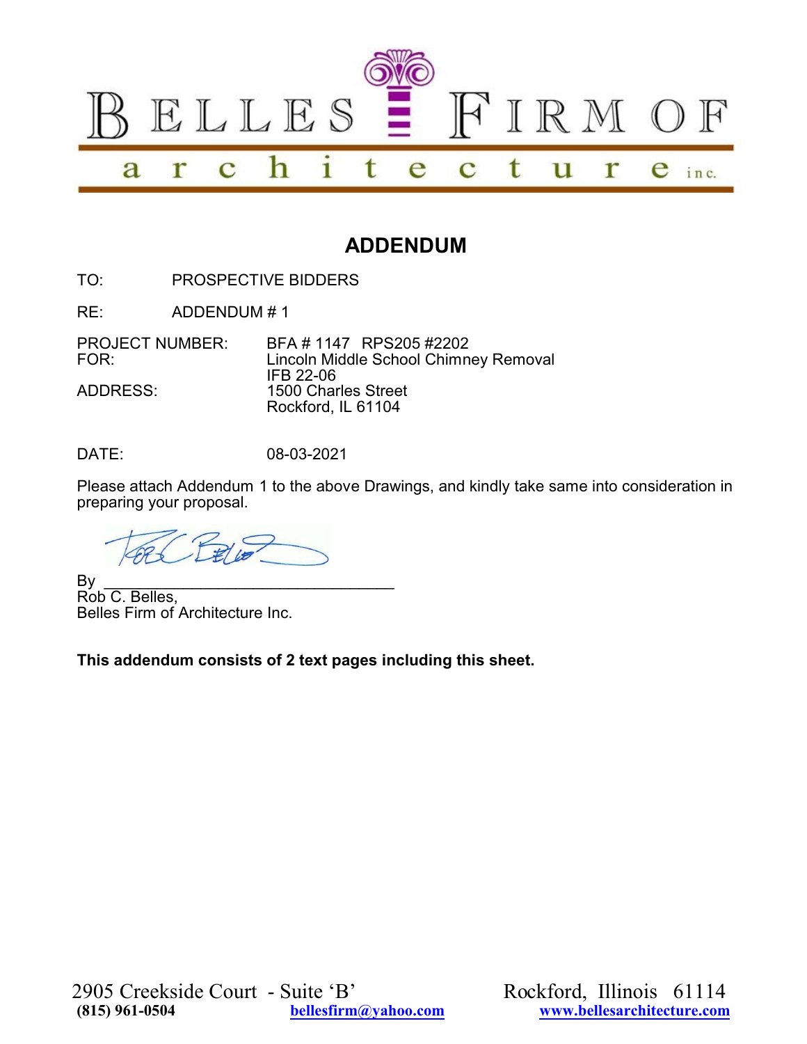# BELLES FIRM OF architecture inc.

## ADDENDUM

TO: PROSPECTIVE BIDDERS

RE: ADDENDUM # 1

PROJECT NUMBER: BFA # 1147 RPS205 #2202
FOR: Lincoln Middle School Chimney Removal
IFB 22-06
ADDRESS: 1500 Charles Street
Rockford, IL 61104

DATE: 08-03-2021

Please attach Addendum 1 to the above Drawings, and kindly take same into consideration in preparing your proposal.

By ________________________________
Rob C. Belles,
Belles Firm of Architecture Inc.

**This addendum consists of 2 text pages including this sheet.**

2905 Creekside Court - Suite 'B' Rockford, Illinois 61114
**(815) 961-0504** **bellesfirm@yahoo.com** **www.bellesarchitecture.com**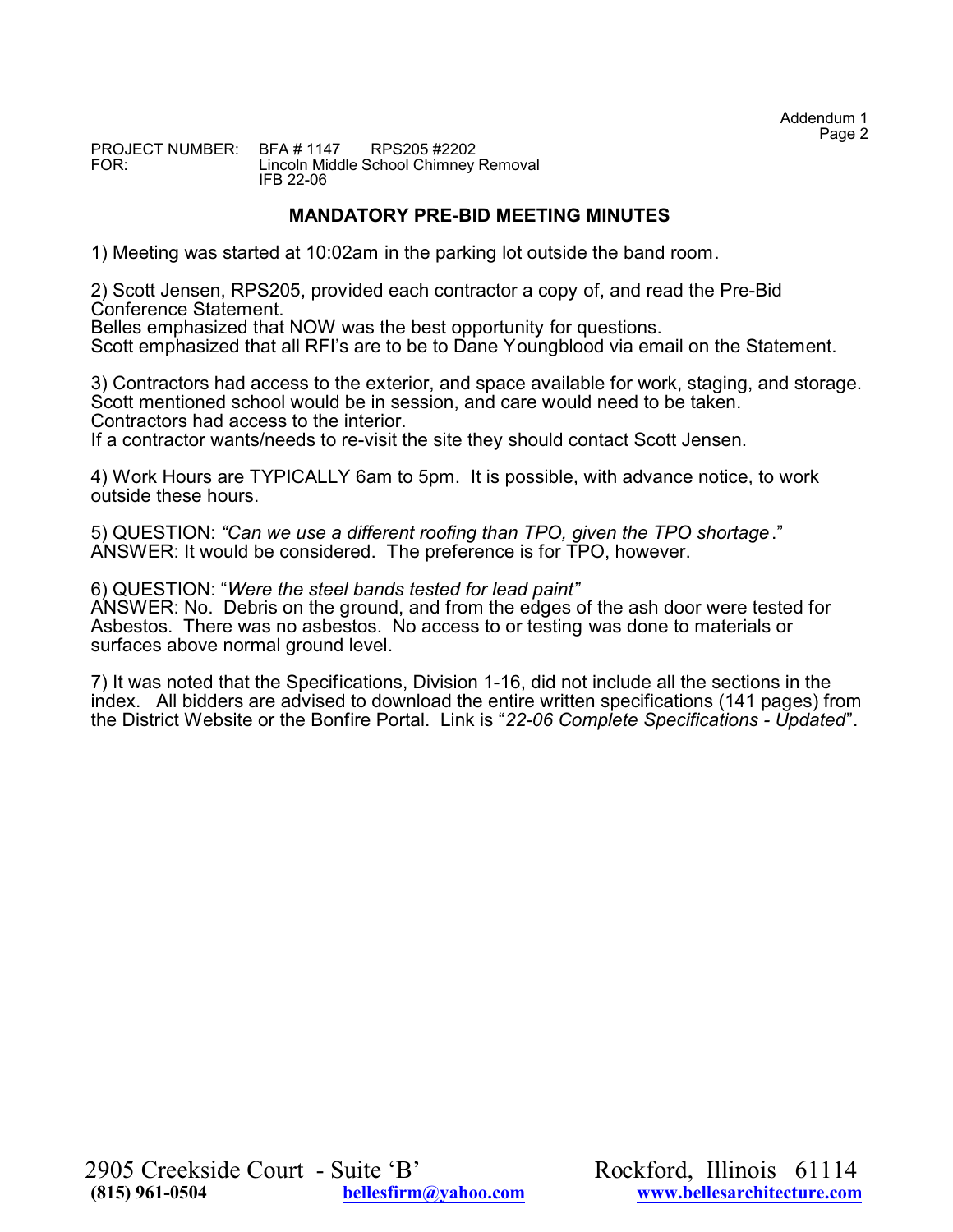PROJECT NUMBER: BFA # 1147 RPS205 #2202
FOR: Lincoln Middle School Chimney Removal
IFB 22-06

## MANDATORY PRE-BID MEETING MINUTES

1) Meeting was started at 10:02am in the parking lot outside the band room.

2) Scott Jensen, RPS205, provided each contractor a copy of, and read the Pre-Bid Conference Statement.
Belles emphasized that NOW was the best opportunity for questions.
Scott emphasized that all RFI's are to be to Dane Youngblood via email on the Statement.

3) Contractors had access to the exterior, and space available for work, staging, and storage.
Scott mentioned school would be in session, and care would need to be taken.
Contractors had access to the interior.
If a contractor wants/needs to re-visit the site they should contact Scott Jensen.

4) Work Hours are TYPICALLY 6am to 5pm. It is possible, with advance notice, to work outside these hours.

5) QUESTION: *"Can we use a different roofing than TPO, given the TPO shortage*."
ANSWER: It would be considered. The preference is for TPO, however.

6) QUESTION: "*Were the steel bands tested for lead paint"*
ANSWER: No. Debris on the ground, and from the edges of the ash door were tested for Asbestos. There was no asbestos. No access to or testing was done to materials or surfaces above normal ground level.

7) It was noted that the Specifications, Division 1-16, did not include all the sections in the index. All bidders are advised to download the entire written specifications (141 pages) from the District Website or the Bonfire Portal. Link is "*22-06 Complete Specifications - Updated*".

2905 Creekside Court - Suite 'B' Rockford, Illinois 61114
**(815) 961-0504** **bellesfirm@yahoo.com** **www.bellesarchitecture.com**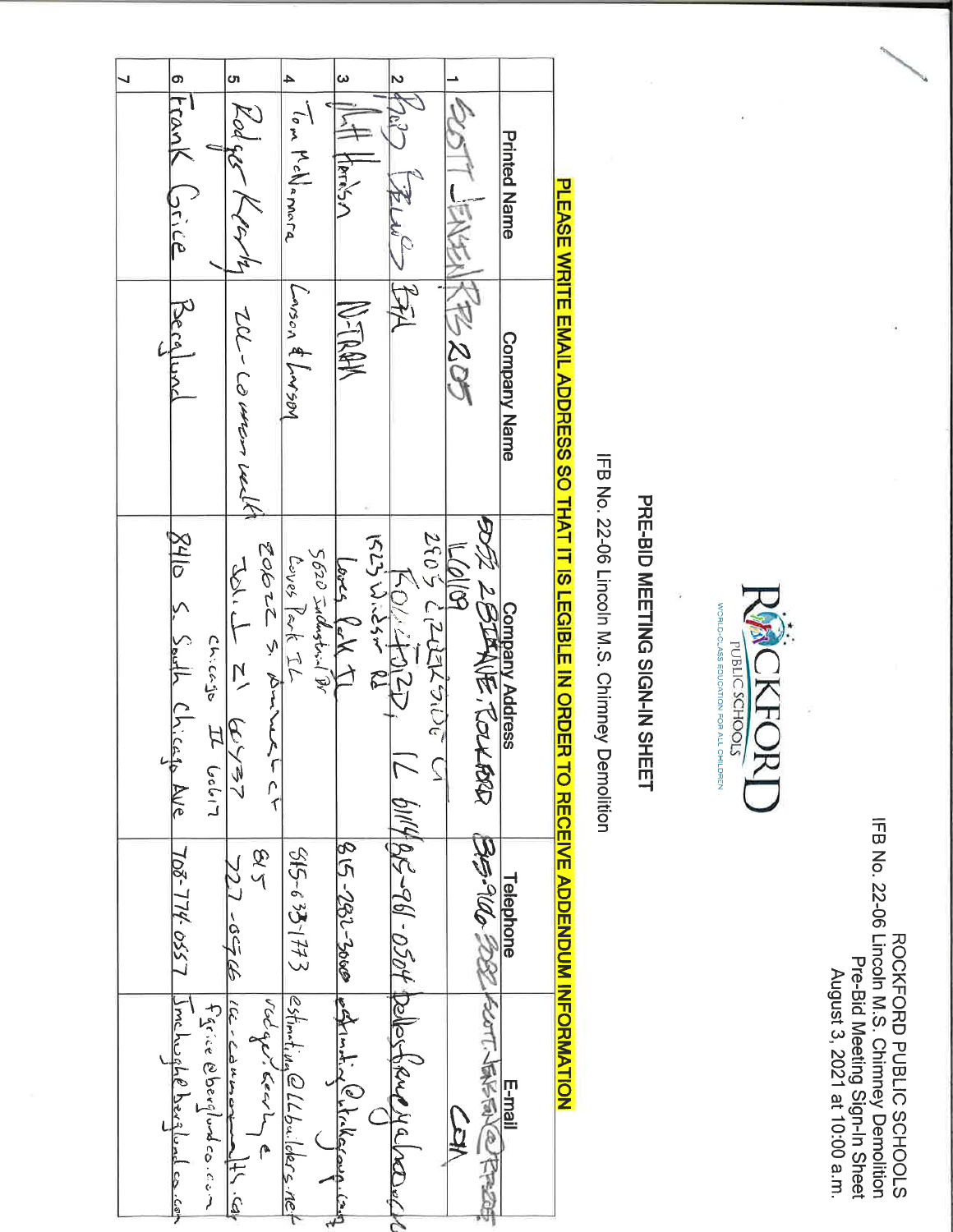ROCKFORD PUBLIC SCHOOLS
IFB No. 22-06 Lincoln M.S. Chimney Demolition
Pre-Bid Meeting Sign-In Sheet
August 3, 2021 at 10:00 a.m.

ROCKFORD PUBLIC SCHOOLS
WORLD-CLASS EDUCATION FOR ALL CHILDREN

# PRE-BID MEETING SIGN-IN SHEET

IFB No. 22-06 Lincoln M.S. Chimney Demolition

**PLEASE WRITE EMAIL ADDRESS SO THAT IT IS LEGIBLE IN ORDER TO RECEIVE ADDENDUM INFORMATION**

| | Printed Name | Company Name | Company Address | Telephone | E-mail |
|---|---|---|---|---|---|
| 1 | SCOTT JENKINS | RBS 205 | 5072 28TH AVE ROCKFORD IL 61109 | 815-966-3022 | SCOTT.JENKINS@RBS205.COM |
| 2 | Rocky Bellas | B+L | 2505 CROCKSIDE CT ROCKFORD, IL 61114 | 815-961-0504 | bellasjlewy@yahoo.com |
| 3 | Matt Harrison | N-TRAK | 1523 Windsor Rd Loves Park IL | 815-282-3000 | estimating@ntrakgroup.com |
| 4 | Tom McNamara | Larson & Larson | 5620 Industrial Dr Loves Park IL | 815-633-1773 | estimating@LLbuilders.net |
| 5 | Rodger Keely | LCL-Common walk | 20622 S. Amherst Ct Joliet IL 60437 | 815 727-0566 | rodger.keely@lcl-commonwealth.com |
| 6 | Frank Grice | Berglund | 8410 S. South Chicago Ave Chicago IL 60617 | 708-774-0557 | fgrice@berglundco.com / Jmchughe@berglundco.com |
| 7 | | | | | |